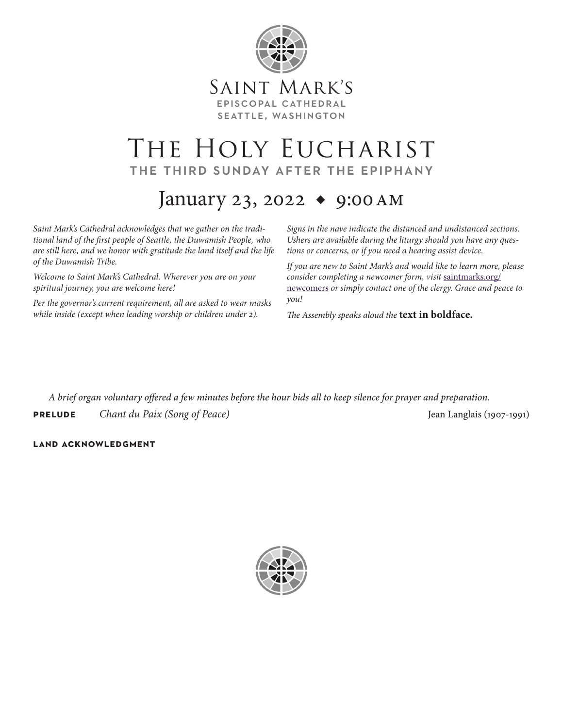# Saint Mark's

**EPISCOPAL CATHEDRAL**
**SEATTLE, WASHINGTON**

# The Holy Eucharist

## THE THIRD SUNDAY AFTER THE EPIPHANY

## January 23, 2022 ◆ 9:00 AM

*Saint Mark's Cathedral acknowledges that we gather on the traditional land of the first people of Seattle, the Duwamish People, who are still here, and we honor with gratitude the land itself and the life of the Duwamish Tribe.*

*Welcome to Saint Mark's Cathedral. Wherever you are on your spiritual journey, you are welcome here!*

*Per the governor's current requirement, all are asked to wear masks while inside (except when leading worship or children under 2).*

*Signs in the nave indicate the distanced and undistanced sections. Ushers are available during the liturgy should you have any questions or concerns, or if you need a hearing assist device.*

*If you are new to Saint Mark's and would like to learn more, please consider completing a newcomer form, visit* saintmarks.org/newcomers *or simply contact one of the clergy. Grace and peace to you!*

*The Assembly speaks aloud the* **text in boldface.**

*A brief organ voluntary offered a few minutes before the hour bids all to keep silence for prayer and preparation.*

**PRELUDE** *Chant du Paix (Song of Peace)* Jean Langlais (1907-1991)

**LAND ACKNOWLEDGMENT**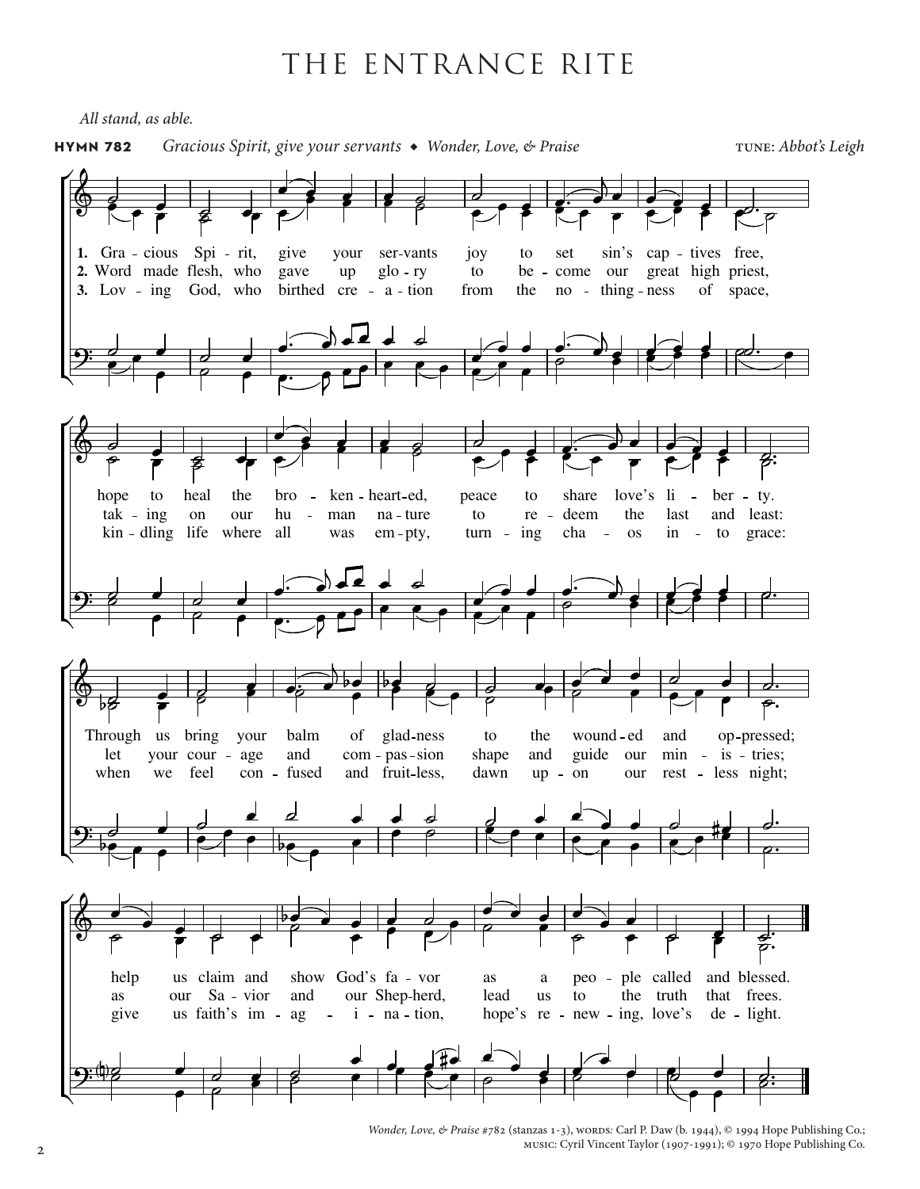# THE ENTRANCE RITE

*All stand, as able.*

**HYMN 782** *Gracious Spirit, give your servants* ◆ *Wonder, Love, & Praise* TUNE: *Abbot's Leigh*

1. Gracious Spirit, give your servants joy to set sin's captives free, hope to heal the broken-hearted, peace to share love's liberty. Through us bring your balm of gladness to the wounded and oppressed; help us claim and show God's favor as a people called and blessed.

2. Word made flesh, who gave up glory to become our great high priest, taking on our human nature to redeem the last and least: let your courage and compassion shape and guide our ministries; as our Savior and our Shepherd, lead us to the truth that frees.

3. Loving God, who birthed creation from the nothingness of space, kindling life where all was empty, turning chaos into grace: when we feel confused and fruitless, dawn upon our restless night; give us faith's imagination, hope's renewing, love's delight.

*Wonder, Love, & Praise* #782 (stanzas 1-3), WORDS: Carl P. Daw (b. 1944), © 1994 Hope Publishing Co.; MUSIC: Cyril Vincent Taylor (1907-1991); © 1970 Hope Publishing Co.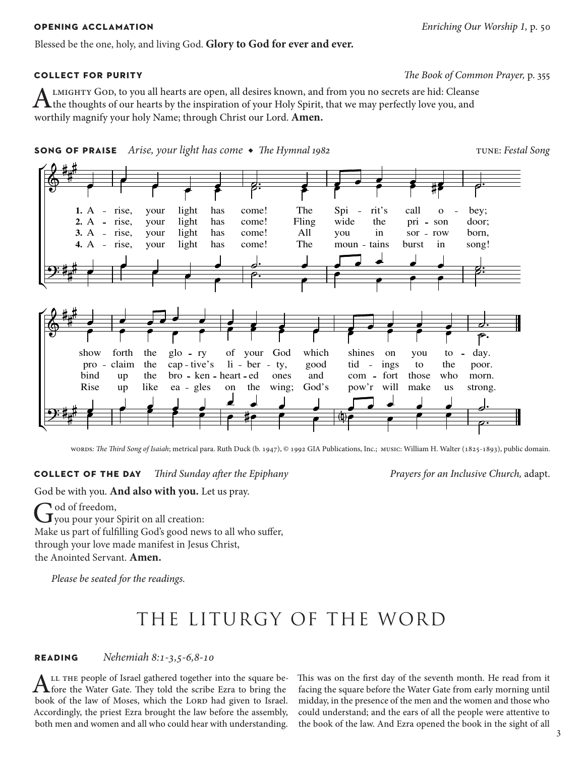**OPENING ACCLAMATION** *Enriching Our Worship 1,* p. 50

Blessed be the one, holy, and living God. **Glory to God for ever and ever.**

**COLLECT FOR PURITY** *The Book of Common Prayer,* p. 355

Almighty God, to you all hearts are open, all desires known, and from you no secrets are hid: Cleanse the thoughts of our hearts by the inspiration of your Holy Spirit, that we may perfectly love you, and worthily magnify your holy Name; through Christ our Lord. **Amen.**

**SONG OF PRAISE** *Arise, your light has come* ◆ *The Hymnal 1982* TUNE: *Festal Song*

1. Arise, your light has come! The Spirit's call obey; show forth the glory of your God which shines on you today.
2. Arise, your light has come! Fling wide the prison door; proclaim the captive's liberty, good tidings to the poor.
3. Arise, your light has come! All you in sorrow born, bind up the broken-hearted ones and comfort those who morn.
4. Arise, your light has come! The mountains burst in song! Rise up like eagles on the wing; God's pow'r will make us strong.

WORDS: *The Third Song of Isaiah*; metrical para. Ruth Duck (b. 1947), © 1992 GIA Publications, Inc.; MUSIC: William H. Walter (1825-1893), public domain.

**COLLECT OF THE DAY** *Third Sunday after the Epiphany* *Prayers for an Inclusive Church,* adapt.

God be with you. **And also with you.** Let us pray.

God of freedom,
you pour your Spirit on all creation:
Make us part of fulfilling God's good news to all who suffer,
through your love made manifest in Jesus Christ,
the Anointed Servant. **Amen.**

*Please be seated for the readings.*

# THE LITURGY OF THE WORD

**READING** *Nehemiah 8:1-3,5-6,8-10*

All the people of Israel gathered together into the square before the Water Gate. They told the scribe Ezra to bring the book of the law of Moses, which the Lord had given to Israel. Accordingly, the priest Ezra brought the law before the assembly, both men and women and all who could hear with understanding. This was on the first day of the seventh month. He read from it facing the square before the Water Gate from early morning until midday, in the presence of the men and the women and those who could understand; and the ears of all the people were attentive to the book of the law. And Ezra opened the book in the sight of all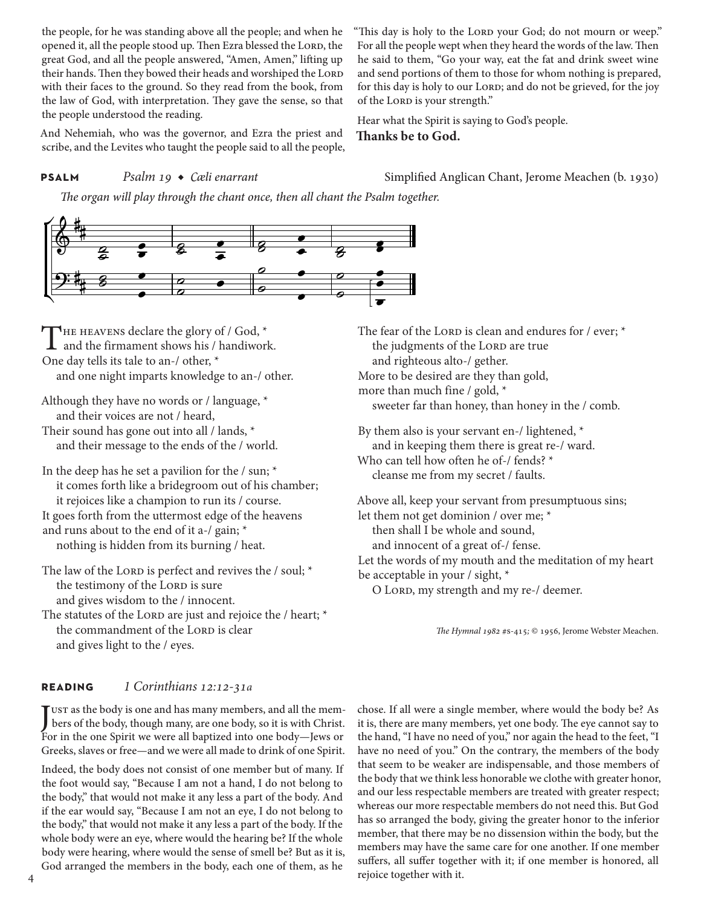the people, for he was standing above all the people; and when he opened it, all the people stood up. Then Ezra blessed the Lord, the great God, and all the people answered, "Amen, Amen," lifting up their hands. Then they bowed their heads and worshiped the Lord with their faces to the ground. So they read from the book, from the law of God, with interpretation. They gave the sense, so that the people understood the reading.

And Nehemiah, who was the governor, and Ezra the priest and scribe, and the Levites who taught the people said to all the people, "This day is holy to the Lord your God; do not mourn or weep." For all the people wept when they heard the words of the law. Then he said to them, "Go your way, eat the fat and drink sweet wine and send portions of them to those for whom nothing is prepared, for this day is holy to our Lord; and do not be grieved, for the joy of the Lord is your strength."

Hear what the Spirit is saying to God's people.
**Thanks be to God.**

**PSALM** *Psalm 19 ◆ Cæli enarrant* Simplified Anglican Chant, Jerome Meachen (b. 1930)

*The organ will play through the chant once, then all chant the Psalm together.*

The heavens declare the glory of / God, *
and the firmament shows his / handiwork.
One day tells its tale to an-/ other, *
and one night imparts knowledge to an-/ other.

Although they have no words or / language, *
and their voices are not / heard,
Their sound has gone out into all / lands, *
and their message to the ends of the / world.

In the deep has he set a pavilion for the / sun; *
it comes forth like a bridegroom out of his chamber;
it rejoices like a champion to run its / course.
It goes forth from the uttermost edge of the heavens
and runs about to the end of it a-/ gain; *
nothing is hidden from its burning / heat.

The law of the Lord is perfect and revives the / soul; *
the testimony of the Lord is sure
and gives wisdom to the / innocent.
The statutes of the Lord are just and rejoice the / heart; *
the commandment of the Lord is clear
and gives light to the / eyes.

The fear of the Lord is clean and endures for / ever; *
the judgments of the Lord are true
and righteous alto-/ gether.
More to be desired are they than gold,
more than much fine / gold, *
sweeter far than honey, than honey in the / comb.

By them also is your servant en-/ lightened, *
and in keeping them there is great re-/ ward.
Who can tell how often he of-/ fends? *
cleanse me from my secret / faults.

Above all, keep your servant from presumptuous sins;
let them not get dominion / over me; *
then shall I be whole and sound,
and innocent of a great of-/ fense.
Let the words of my mouth and the meditation of my heart
be acceptable in your / sight, *
O Lord, my strength and my re-/ deemer.

*The Hymnal 1982* #S-415; © 1956, Jerome Webster Meachen.

**READING** *1 Corinthians 12:12-31a*

Just as the body is one and has many members, and all the members of the body, though many, are one body, so it is with Christ. For in the one Spirit we were all baptized into one body—Jews or Greeks, slaves or free—and we were all made to drink of one Spirit.

Indeed, the body does not consist of one member but of many. If the foot would say, "Because I am not a hand, I do not belong to the body," that would not make it any less a part of the body. And if the ear would say, "Because I am not an eye, I do not belong to the body," that would not make it any less a part of the body. If the whole body were an eye, where would the hearing be? If the whole body were hearing, where would the sense of smell be? But as it is, God arranged the members in the body, each one of them, as he chose. If all were a single member, where would the body be? As it is, there are many members, yet one body. The eye cannot say to the hand, "I have no need of you," nor again the head to the feet, "I have no need of you." On the contrary, the members of the body that seem to be weaker are indispensable, and those members of the body that we think less honorable we clothe with greater honor, and our less respectable members are treated with greater respect; whereas our more respectable members do not need this. But God has so arranged the body, giving the greater honor to the inferior member, that there may be no dissension within the body, but the members may have the same care for one another. If one member suffers, all suffer together with it; if one member is honored, all rejoice together with it.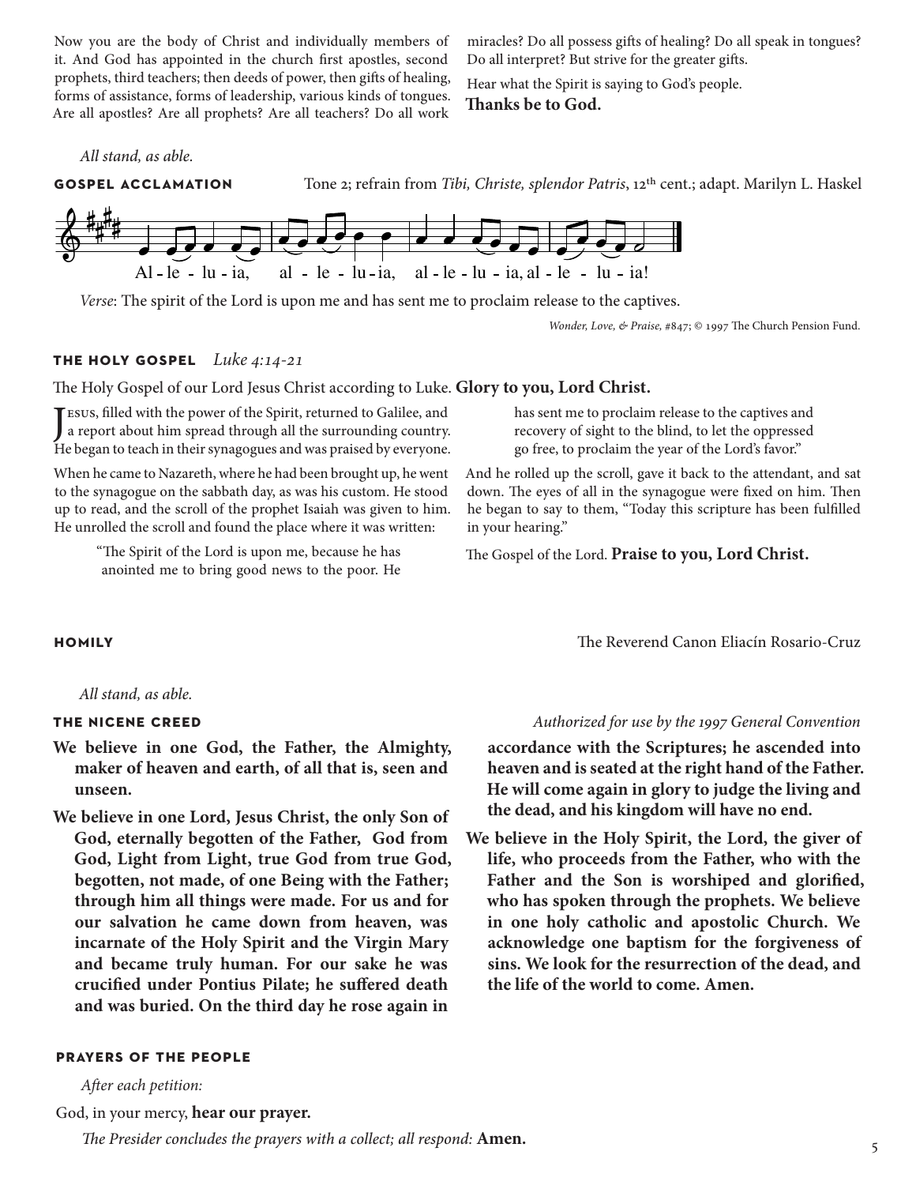Now you are the body of Christ and individually members of it. And God has appointed in the church first apostles, second prophets, third teachers; then deeds of power, then gifts of healing, forms of assistance, forms of leadership, various kinds of tongues. Are all apostles? Are all prophets? Are all teachers? Do all work miracles? Do all possess gifts of healing? Do all speak in tongues? Do all interpret? But strive for the greater gifts.

Hear what the Spirit is saying to God's people.
**Thanks be to God.**

*All stand, as able.*

## GOSPEL ACCLAMATION

Tone 2; refrain from *Tibi, Christe, splendor Patris*, 12th cent.; adapt. Marilyn L. Haskel

Al-le-lu-ia, al-le-lu-ia, al-le-lu-ia, al-le-lu-ia!

*Verse*: The spirit of the Lord is upon me and has sent me to proclaim release to the captives.

*Wonder, Love, & Praise*, #847; © 1997 The Church Pension Fund.

## THE HOLY GOSPEL *Luke 4:14-21*

The Holy Gospel of our Lord Jesus Christ according to Luke. **Glory to you, Lord Christ.**

Jesus, filled with the power of the Spirit, returned to Galilee, and a report about him spread through all the surrounding country. He began to teach in their synagogues and was praised by everyone.

When he came to Nazareth, where he had been brought up, he went to the synagogue on the sabbath day, as was his custom. He stood up to read, and the scroll of the prophet Isaiah was given to him. He unrolled the scroll and found the place where it was written:

> "The Spirit of the Lord is upon me, because he has anointed me to bring good news to the poor. He has sent me to proclaim release to the captives and recovery of sight to the blind, to let the oppressed go free, to proclaim the year of the Lord's favor."

And he rolled up the scroll, gave it back to the attendant, and sat down. The eyes of all in the synagogue were fixed on him. Then he began to say to them, "Today this scripture has been fulfilled in your hearing."

The Gospel of the Lord. **Praise to you, Lord Christ.**

## HOMILY

The Reverend Canon Eliacín Rosario-Cruz

*All stand, as able.*

## THE NICENE CREED

*Authorized for use by the 1997 General Convention*

**We believe in one God, the Father, the Almighty, maker of heaven and earth, of all that is, seen and unseen.**

**We believe in one Lord, Jesus Christ, the only Son of God, eternally begotten of the Father, God from God, Light from Light, true God from true God, begotten, not made, of one Being with the Father; through him all things were made. For us and for our salvation he came down from heaven, was incarnate of the Holy Spirit and the Virgin Mary and became truly human. For our sake he was crucified under Pontius Pilate; he suffered death and was buried. On the third day he rose again in accordance with the Scriptures; he ascended into heaven and is seated at the right hand of the Father. He will come again in glory to judge the living and the dead, and his kingdom will have no end.**

**We believe in the Holy Spirit, the Lord, the giver of life, who proceeds from the Father, who with the Father and the Son is worshiped and glorified, who has spoken through the prophets. We believe in one holy catholic and apostolic Church. We acknowledge one baptism for the forgiveness of sins. We look for the resurrection of the dead, and the life of the world to come. Amen.**

## PRAYERS OF THE PEOPLE

*After each petition:*

God, in your mercy, **hear our prayer.**

*The Presider concludes the prayers with a collect; all respond:* **Amen.**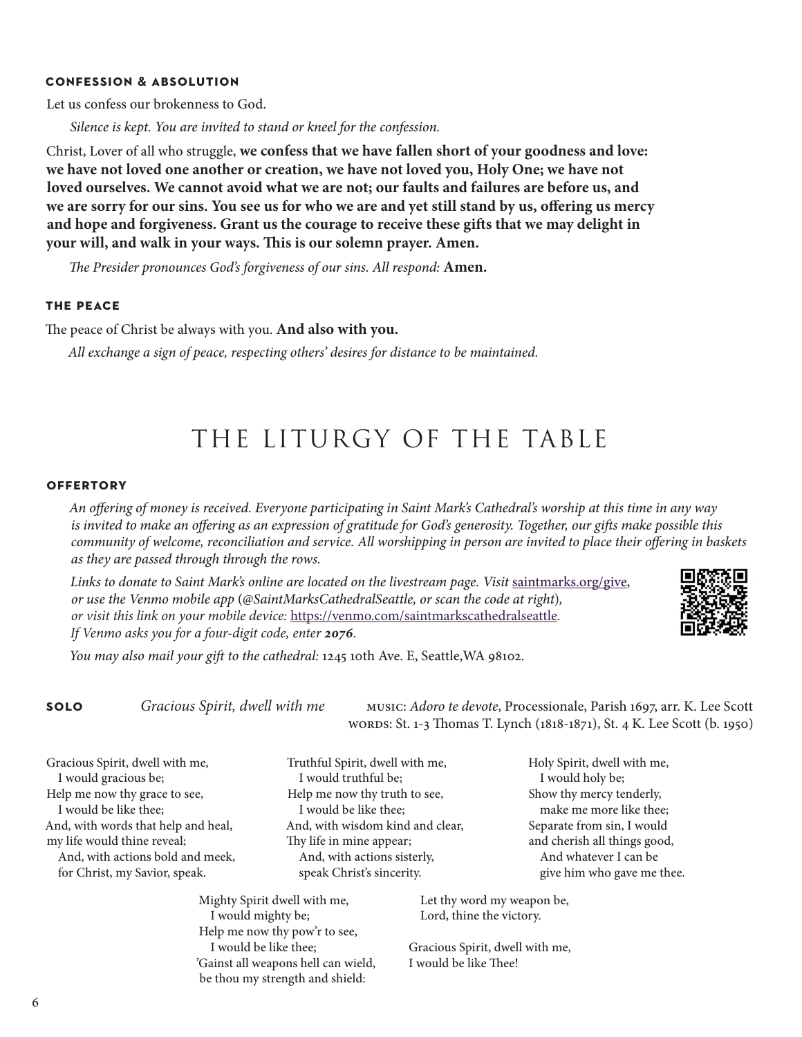### CONFESSION & ABSOLUTION

Let us confess our brokenness to God.

*Silence is kept. You are invited to stand or kneel for the confession.*

Christ, Lover of all who struggle, **we confess that we have fallen short of your goodness and love: we have not loved one another or creation, we have not loved you, Holy One; we have not loved ourselves. We cannot avoid what we are not; our faults and failures are before us, and we are sorry for our sins. You see us for who we are and yet still stand by us, offering us mercy and hope and forgiveness. Grant us the courage to receive these gifts that we may delight in your will, and walk in your ways. This is our solemn prayer. Amen.**

*The Presider pronounces God's forgiveness of our sins. All respond:* **Amen.**

### THE PEACE

The peace of Christ be always with you. **And also with you.**

*All exchange a sign of peace, respecting others' desires for distance to be maintained.*

# THE LITURGY OF THE TABLE

### OFFERTORY

*An offering of money is received. Everyone participating in Saint Mark's Cathedral's worship at this time in any way is invited to make an offering as an expression of gratitude for God's generosity. Together, our gifts make possible this community of welcome, reconciliation and service. All worshipping in person are invited to place their offering in baskets as they are passed through through the rows.*

*Links to donate to Saint Mark's online are located on the livestream page. Visit* saintmarks.org/give, *or use the Venmo mobile app (@SaintMarksCathedralSeattle, or scan the code at right), or visit this link on your mobile device:* https://venmo.com/saintmarkscathedralseattle. *If Venmo asks you for a four-digit code, enter* ***2076****.*

*You may also mail your gift to the cathedral:* 1245 10th Ave. E, Seattle,WA 98102.

**SOLO** *Gracious Spirit, dwell with me* MUSIC: *Adoro te devote*, Processionale, Parish 1697, arr. K. Lee Scott
WORDS: St. 1-3 Thomas T. Lynch (1818-1871), St. 4 K. Lee Scott (b. 1950)

Gracious Spirit, dwell with me,
I would gracious be;
Help me now thy grace to see,
I would be like thee;
And, with words that help and heal,
my life would thine reveal;
And, with actions bold and meek,
for Christ, my Savior, speak.

Truthful Spirit, dwell with me,
I would truthful be;
Help me now thy truth to see,
I would be like thee;
And, with wisdom kind and clear,
Thy life in mine appear;
And, with actions sisterly,
speak Christ's sincerity.

Holy Spirit, dwell with me,
I would holy be;
Show thy mercy tenderly,
make me more like thee;
Separate from sin, I would
and cherish all things good,
And whatever I can be
give him who gave me thee.

Mighty Spirit dwell with me,
I would mighty be;
Help me now thy pow'r to see,
I would be like thee;
'Gainst all weapons hell can wield,
be thou my strength and shield:
Let thy word my weapon be,
Lord, thine the victory.

Gracious Spirit, dwell with me,
I would be like Thee!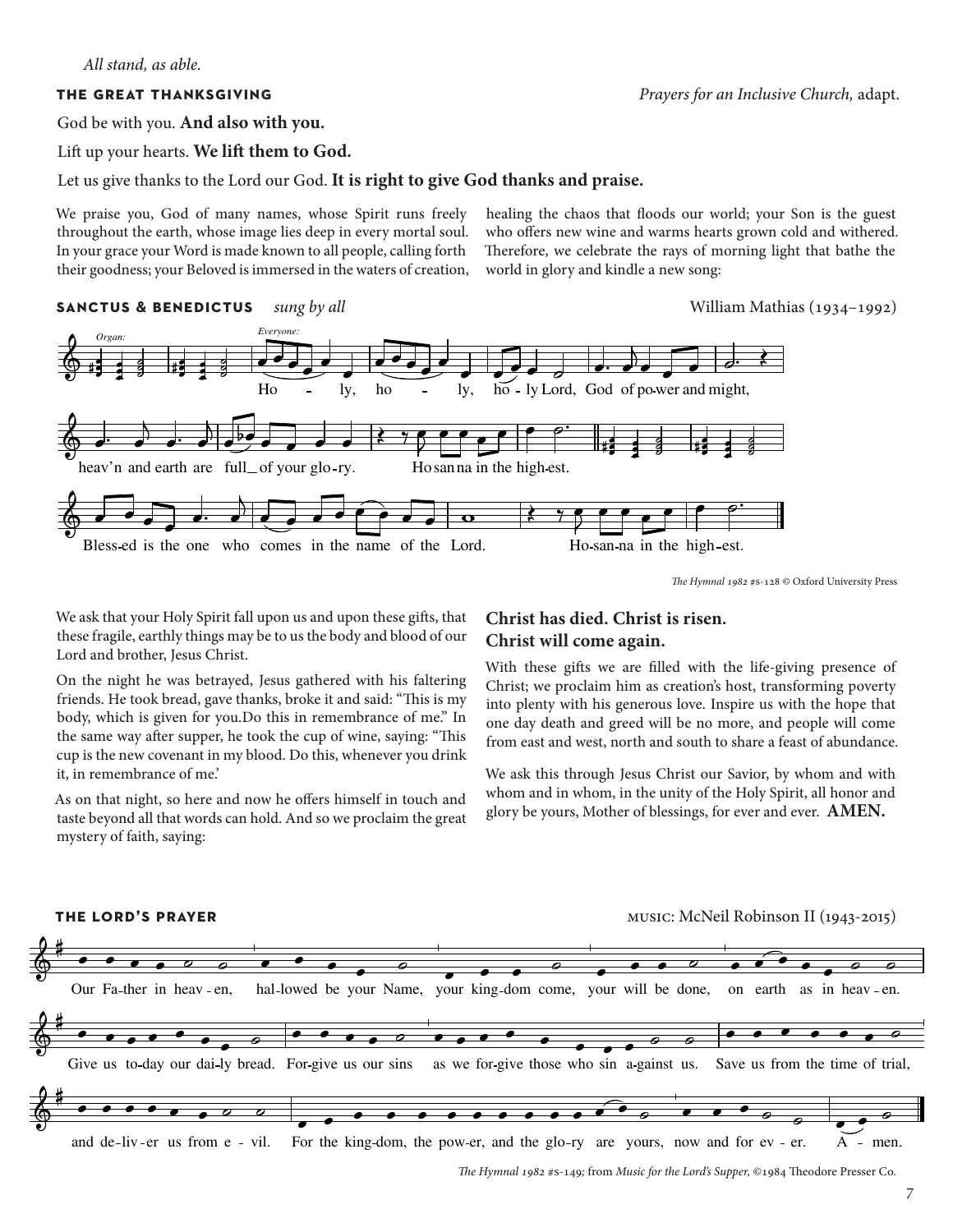*All stand, as able.*

## THE GREAT THANKSGIVING

*Prayers for an Inclusive Church,* adapt.

God be with you. **And also with you.**

Lift up your hearts. **We lift them to God.**

Let us give thanks to the Lord our God. **It is right to give God thanks and praise.**

We praise you, God of many names, whose Spirit runs freely throughout the earth, whose image lies deep in every mortal soul. In your grace your Word is made known to all people, calling forth their goodness; your Beloved is immersed in the waters of creation, healing the chaos that floods our world; your Son is the guest who offers new wine and warms hearts grown cold and withered. Therefore, we celebrate the rays of morning light that bathe the world in glory and kindle a new song:

## SANCTUS & BENEDICTUS *sung by all*

William Mathias (1934–1992)

*Organ:* *Everyone:*

Holy, holy, holy Lord, God of power and might, heav'n and earth are full of your glory. Hosanna in the highest.

Blessed is the one who comes in the name of the Lord. Hosanna in the highest.

*The Hymnal 1982* #s-128 © Oxford University Press

We ask that your Holy Spirit fall upon us and upon these gifts, that these fragile, earthly things may be to us the body and blood of our Lord and brother, Jesus Christ.

On the night he was betrayed, Jesus gathered with his faltering friends. He took bread, gave thanks, broke it and said: "This is my body, which is given for you.Do this in remembrance of me." In the same way after supper, he took the cup of wine, saying: "This cup is the new covenant in my blood. Do this, whenever you drink it, in remembrance of me.'

As on that night, so here and now he offers himself in touch and taste beyond all that words can hold. And so we proclaim the great mystery of faith, saying:

**Christ has died. Christ is risen.**
**Christ will come again.**

With these gifts we are filled with the life-giving presence of Christ; we proclaim him as creation's host, transforming poverty into plenty with his generous love. Inspire us with the hope that one day death and greed will be no more, and people will come from east and west, north and south to share a feast of abundance.

We ask this through Jesus Christ our Savior, by whom and with whom and in whom, in the unity of the Holy Spirit, all honor and glory be yours, Mother of blessings, for ever and ever. **AMEN.**

## THE LORD'S PRAYER

MUSIC: McNeil Robinson II (1943-2015)

Our Father in heaven, hallowed be your Name, your kingdom come, your will be done, on earth as in heaven.

Give us today our daily bread. Forgive us our sins as we forgive those who sin against us. Save us from the time of trial,

and deliver us from evil. For the kingdom, the power, and the glory are yours, now and for ever. Amen.

*The Hymnal 1982* #s-149; from *Music for the Lord's Supper,* ©1984 Theodore Presser Co.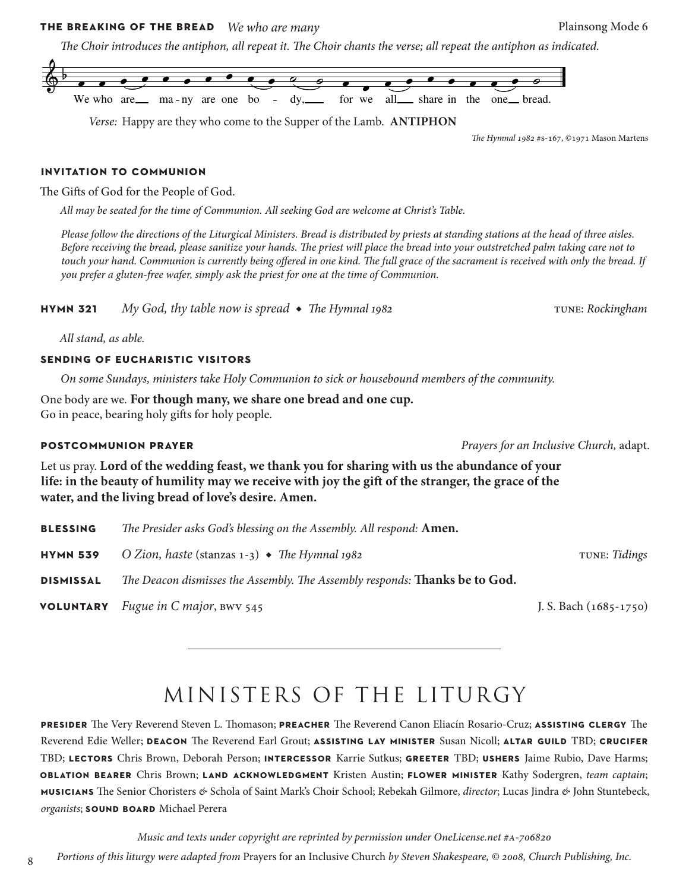**THE BREAKING OF THE BREAD** *We who are many* Plainsong Mode 6

*The Choir introduces the antiphon, all repeat it. The Choir chants the verse; all repeat the antiphon as indicated.*

We who are__ ma - ny are one bo - dy,__ for we all__ share in the one__ bread.

*Verse:* Happy are they who come to the Supper of the Lamb. **ANTIPHON**

*The Hymnal 1982* #S-167, ©1971 Mason Martens

### INVITATION TO COMMUNION

The Gifts of God for the People of God.

*All may be seated for the time of Communion. All seeking God are welcome at Christ's Table.*

*Please follow the directions of the Liturgical Ministers. Bread is distributed by priests at standing stations at the head of three aisles. Before receiving the bread, please sanitize your hands. The priest will place the bread into your outstretched palm taking care not to touch your hand. Communion is currently being offered in one kind. The full grace of the sacrament is received with only the bread. If you prefer a gluten-free wafer, simply ask the priest for one at the time of Communion.*

**HYMN 321** *My God, thy table now is spread* ◆ *The Hymnal 1982* TUNE: *Rockingham*

*All stand, as able.*

### SENDING OF EUCHARISTIC VISITORS

*On some Sundays, ministers take Holy Communion to sick or housebound members of the community.*

One body are we. **For though many, we share one bread and one cup.**
Go in peace, bearing holy gifts for holy people.

### POSTCOMMUNION PRAYER

*Prayers for an Inclusive Church,* adapt.

Let us pray. **Lord of the wedding feast, we thank you for sharing with us the abundance of your life: in the beauty of humility may we receive with joy the gift of the stranger, the grace of the water, and the living bread of love's desire. Amen.**

**BLESSING** *The Presider asks God's blessing on the Assembly. All respond:* **Amen.**

**HYMN 539** *O Zion, haste* (stanzas 1-3) ◆ *The Hymnal 1982* TUNE: *Tidings*

**DISMISSAL** *The Deacon dismisses the Assembly. The Assembly responds:* **Thanks be to God.**

**VOLUNTARY** *Fugue in C major*, BWV 545 J. S. Bach (1685-1750)

---

# MINISTERS OF THE LITURGY

**PRESIDER** The Very Reverend Steven L. Thomason; **PREACHER** The Reverend Canon Eliacín Rosario-Cruz; **ASSISTING CLERGY** The Reverend Edie Weller; **DEACON** The Reverend Earl Grout; **ASSISTING LAY MINISTER** Susan Nicoll; **ALTAR GUILD** TBD; **CRUCIFER** TBD; **LECTORS** Chris Brown, Deborah Person; **INTERCESSOR** Karrie Sutkus; **GREETER** TBD; **USHERS** Jaime Rubio, Dave Harms; **OBLATION BEARER** Chris Brown; **LAND ACKNOWLEDGMENT** Kristen Austin; **FLOWER MINISTER** Kathy Sodergren, *team captain*; **MUSICIANS** The Senior Choristers & Schola of Saint Mark's Choir School; Rebekah Gilmore, *director*; Lucas Jindra & John Stuntebeck, *organists*; **SOUND BOARD** Michael Perera

*Music and texts under copyright are reprinted by permission under OneLicense.net #A-706820*

*Portions of this liturgy were adapted from* Prayers for an Inclusive Church *by Steven Shakespeare, © 2008, Church Publishing, Inc.*